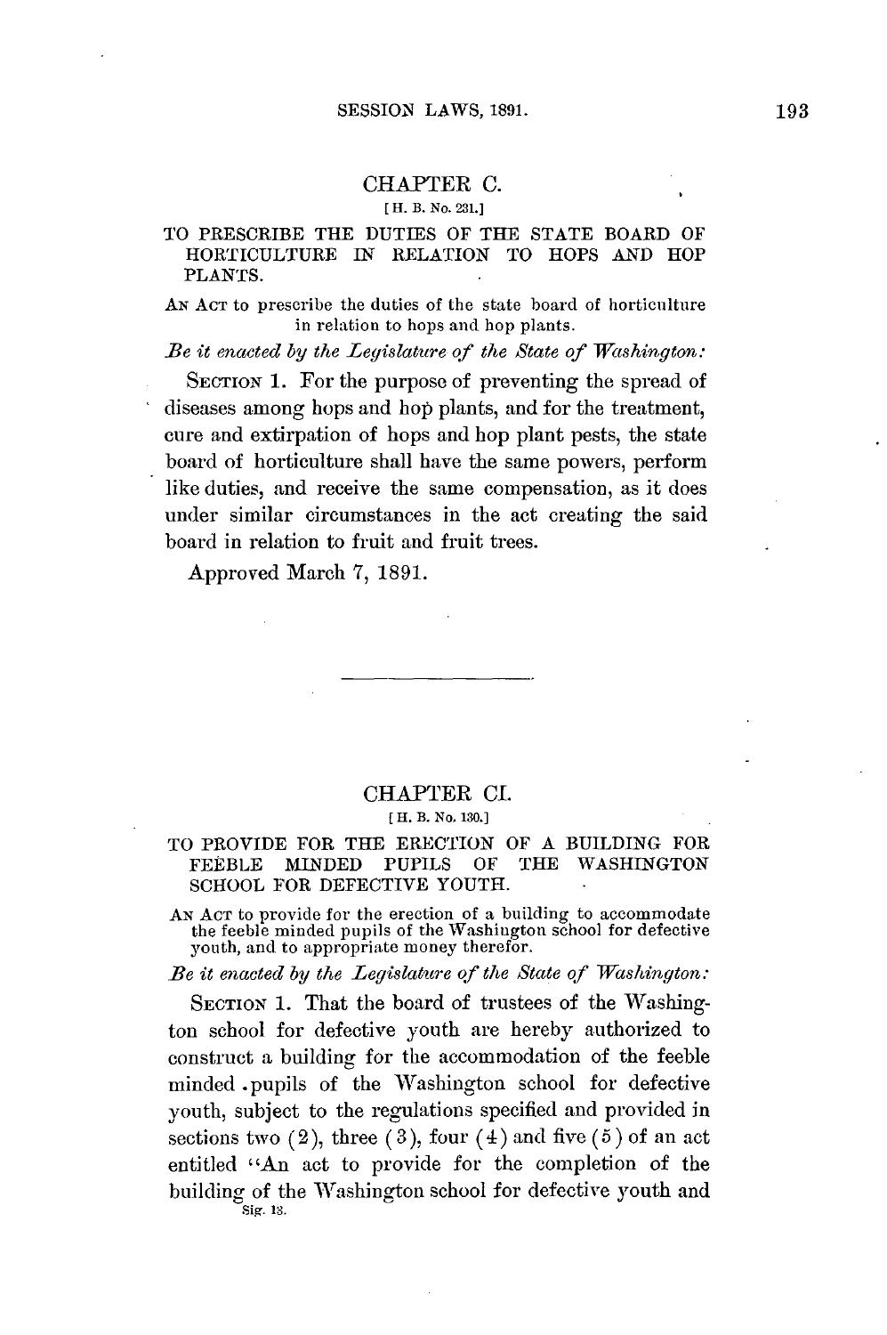## CHAPTER C.

[H. B. No. 231.]

### TO PRESCRIBE THE DUTIES OF THE STATE BOARD OF HORTICULTURE IN RELATION TO HOPS AND HOP PLANTS.

AN ACT to prescribe the duties of the state board of horticulture in relation to hops and hop plants.

*Be it enacted by the Legislature of the State of Washington:*

SECTION 1. For the purpose of preventing the spread of diseases among hops and hop plants, and for the treatment, cure and extirpation of hops and hop plant pests, the state board of horticulture shall have the same powers, perform like duties, and receive the same compensation, as it does under similar circumstances in the act creating the said board in relation to fruit and fruit trees.

Approved March 7, 1891.

---

## CHAPTER CI.

[H. B. No. 130.]

### TO PROVIDE FOR THE ERECTION OF A BUILDING FOR FEEBLE MINDED PUPILS OF THE WASHINGTON SCHOOL FOR DEFECTIVE YOUTH.

AN ACT to provide for the erection of a building to accommodate the feeble minded pupils of the Washington school for defective youth, and to appropriate money therefor.

*Be it enacted by the Legislature of the State of Washington:*

SECTION 1. That the board of trustees of the Washington school for defective youth are hereby authorized to construct a building for the accommodation of the feeble minded pupils of the Washington school for defective youth, subject to the regulations specified and provided in sections two (2), three (3), four (4) and five (5) of an act entitled "An act to provide for the completion of the building of the Washington school for defective youth and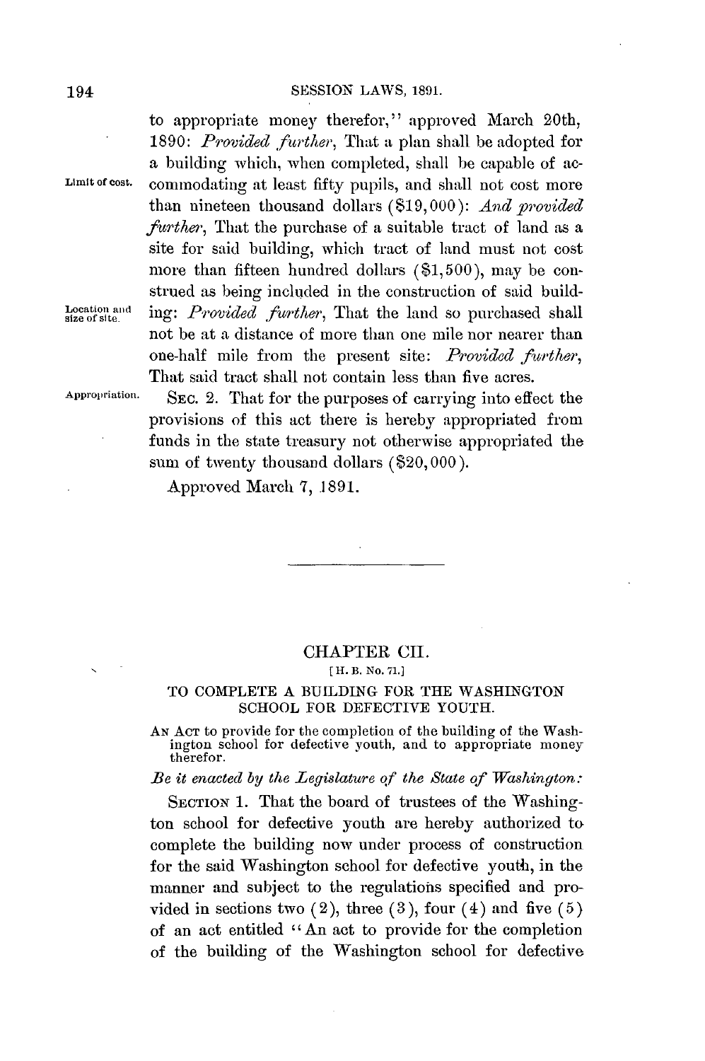to appropriate money therefor," approved March 20th, 1890: *Provided further*, That a plan shall be adopted for a building which, when completed, shall be capable of accommodating at least fifty pupils, and shall not cost more than nineteen thousand dollars ($19,000): *And provided further*, That the purchase of a suitable tract of land as a site for said building, which tract of land must not cost more than fifteen hundred dollars ($1,500), may be construed as being included in the construction of said building: *Provided further*, That the land so purchased shall not be at a distance of more than one mile nor nearer than one-half mile from the present site: *Provided further*, That said tract shall not contain less than five acres.

Limit of cost.

Location and size of site.

Appropriation.

SEC. 2. That for the purposes of carrying into effect the provisions of this act there is hereby appropriated from funds in the state treasury not otherwise appropriated the sum of twenty thousand dollars ($20,000).

Approved March 7, 1891.

---

## CHAPTER CII.

[H. B. No. 71.]

### TO COMPLETE A BUILDING FOR THE WASHINGTON SCHOOL FOR DEFECTIVE YOUTH.

AN ACT to provide for the completion of the building of the Washington school for defective youth, and to appropriate money therefor.

*Be it enacted by the Legislature of the State of Washington:*

SECTION 1. That the board of trustees of the Washington school for defective youth are hereby authorized to complete the building now under process of construction for the said Washington school for defective youth, in the manner and subject to the regulations specified and provided in sections two (2), three (3), four (4) and five (5) of an act entitled "An act to provide for the completion of the building of the Washington school for defective